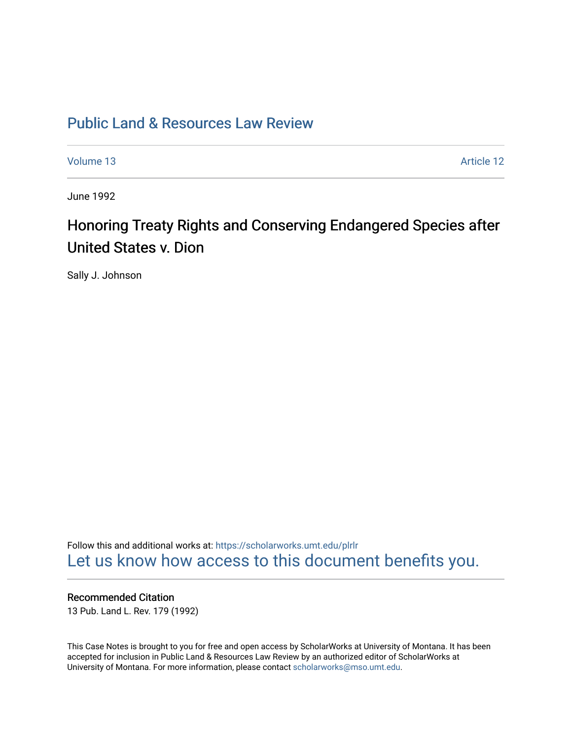# Public Land & Resources Law Review

Volume 13 | Article 12

June 1992

## Honoring Treaty Rights and Conserving Endangered Species after United States v. Dion

Sally J. Johnson

Follow this and additional works at: https://scholarworks.umt.edu/plrlr
Let us know how access to this document benefits you.

### Recommended Citation

13 Pub. Land L. Rev. 179 (1992)

This Case Notes is brought to you for free and open access by ScholarWorks at University of Montana. It has been accepted for inclusion in Public Land & Resources Law Review by an authorized editor of ScholarWorks at University of Montana. For more information, please contact scholarworks@mso.umt.edu.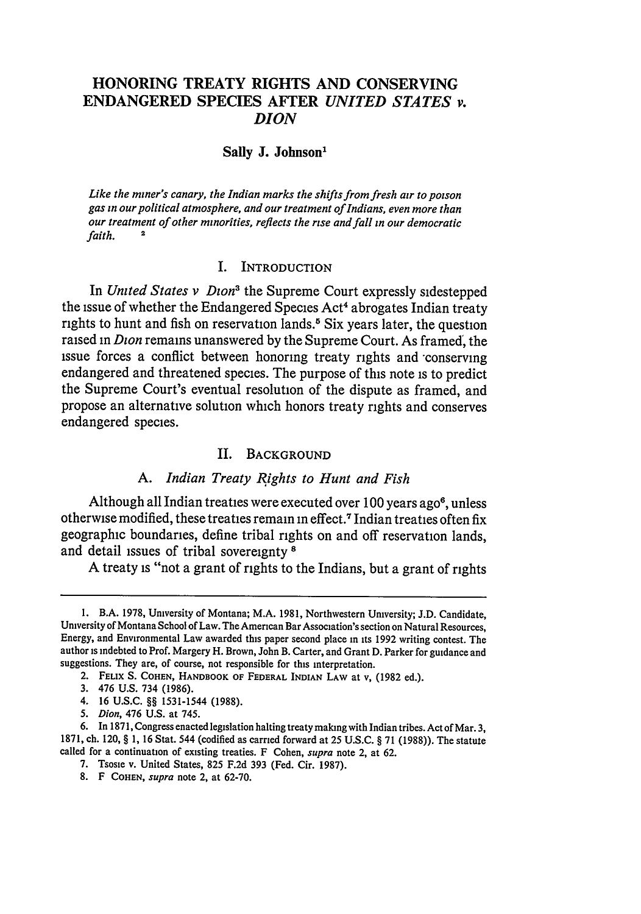# HONORING TREATY RIGHTS AND CONSERVING ENDANGERED SPECIES AFTER *UNITED STATES v. DION*

### Sally J. Johnson[1]

*Like the miner's canary, the Indian marks the shifts from fresh air to poison gas in our political atmosphere, and our treatment of Indians, even more than our treatment of other minorities, reflects the rise and fall in our democratic faith.* [2]

## I. INTRODUCTION

In *United States v Dion*[3] the Supreme Court expressly sidestepped the issue of whether the Endangered Species Act[4] abrogates Indian treaty rights to hunt and fish on reservation lands.[5] Six years later, the question raised in *Dion* remains unanswered by the Supreme Court. As framed, the issue forces a conflict between honoring treaty rights and conserving endangered and threatened species. The purpose of this note is to predict the Supreme Court's eventual resolution of the dispute as framed, and propose an alternative solution which honors treaty rights and conserves endangered species.

## II. BACKGROUND

### A. *Indian Treaty Rights to Hunt and Fish*

Although all Indian treaties were executed over 100 years ago[6], unless otherwise modified, these treaties remain in effect.[7] Indian treaties often fix geographic boundaries, define tribal rights on and off reservation lands, and detail issues of tribal sovereignty [8]

A treaty is "not a grant of rights to the Indians, but a grant of rights

---

1. B.A. 1978, University of Montana; M.A. 1981, Northwestern University; J.D. Candidate, University of Montana School of Law. The American Bar Association's section on Natural Resources, Energy, and Environmental Law awarded this paper second place in its 1992 writing contest. The author is indebted to Prof. Margery H. Brown, John B. Carter, and Grant D. Parker for guidance and suggestions. They are, of course, not responsible for this interpretation.

2. FELIX S. COHEN, HANDBOOK OF FEDERAL INDIAN LAW at v, (1982 ed.).

3. 476 U.S. 734 (1986).

4. 16 U.S.C. §§ 1531-1544 (1988).

5. *Dion*, 476 U.S. at 745.

6. In 1871, Congress enacted legislation halting treaty making with Indian tribes. Act of Mar. 3, 1871, ch. 120, § 1, 16 Stat. 544 (codified as carried forward at 25 U.S.C. § 71 (1988)). The statute called for a continuation of existing treaties. F Cohen, *supra* note 2, at 62.

7. Tsosie v. United States, 825 F.2d 393 (Fed. Cir. 1987).

8. F COHEN, *supra* note 2, at 62-70.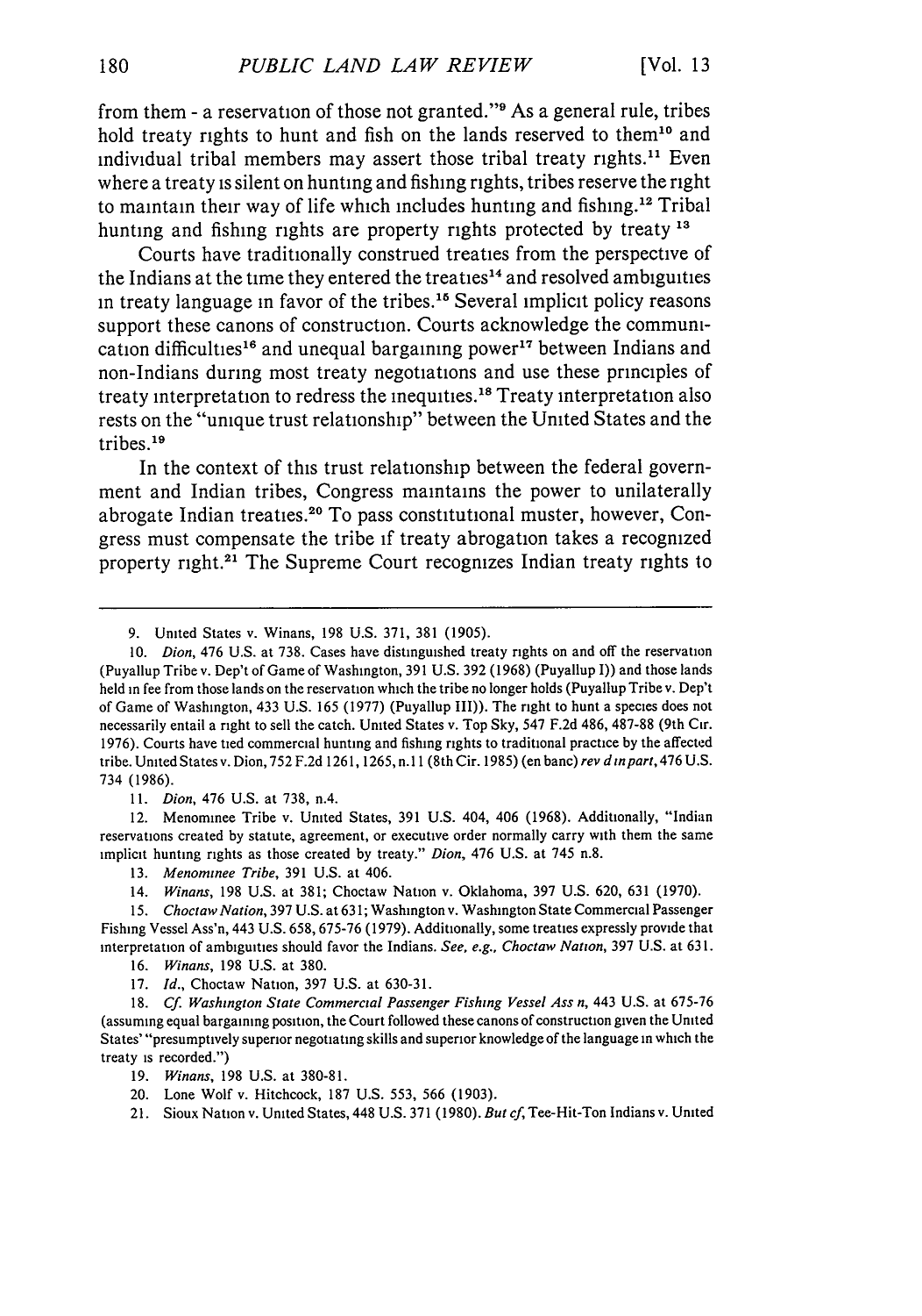from them - a reservation of those not granted."[9] As a general rule, tribes hold treaty rights to hunt and fish on the lands reserved to them[10] and individual tribal members may assert those tribal treaty rights.[11] Even where a treaty is silent on hunting and fishing rights, tribes reserve the right to maintain their way of life which includes hunting and fishing.[12] Tribal hunting and fishing rights are property rights protected by treaty [13]

Courts have traditionally construed treaties from the perspective of the Indians at the time they entered the treaties[14] and resolved ambiguities in treaty language in favor of the tribes.[15] Several implicit policy reasons support these canons of construction. Courts acknowledge the communication difficulties[16] and unequal bargaining power[17] between Indians and non-Indians during most treaty negotiations and use these principles of treaty interpretation to redress the inequities.[18] Treaty interpretation also rests on the "unique trust relationship" between the United States and the tribes.[19]

In the context of this trust relationship between the federal government and Indian tribes, Congress maintains the power to unilaterally abrogate Indian treaties.[20] To pass constitutional muster, however, Congress must compensate the tribe if treaty abrogation takes a recognized property right.[21] The Supreme Court recognizes Indian treaty rights to

---

9. United States v. Winans, 198 U.S. 371, 381 (1905).

10. *Dion*, 476 U.S. at 738. Cases have distinguished treaty rights on and off the reservation (Puyallup Tribe v. Dep't of Game of Washington, 391 U.S. 392 (1968) (Puyallup I)) and those lands held in fee from those lands on the reservation which the tribe no longer holds (Puyallup Tribe v. Dep't of Game of Washington, 433 U.S. 165 (1977) (Puyallup III)). The right to hunt a species does not necessarily entail a right to sell the catch. United States v. Top Sky, 547 F.2d 486, 487-88 (9th Cir. 1976). Courts have tied commercial hunting and fishing rights to traditional practice by the affected tribe. United States v. Dion, 752 F.2d 1261, 1265, n.11 (8th Cir. 1985) (en banc) *rev'd in part*, 476 U.S. 734 (1986).

11. *Dion*, 476 U.S. at 738, n.4.

12. Menominee Tribe v. United States, 391 U.S. 404, 406 (1968). Additionally, "Indian reservations created by statute, agreement, or executive order normally carry with them the same implicit hunting rights as those created by treaty." *Dion*, 476 U.S. at 745 n.8.

13. *Menominee Tribe*, 391 U.S. at 406.

14. *Winans*, 198 U.S. at 381; Choctaw Nation v. Oklahoma, 397 U.S. 620, 631 (1970).

15. *Choctaw Nation*, 397 U.S. at 631; Washington v. Washington State Commercial Passenger Fishing Vessel Ass'n, 443 U.S. 658, 675-76 (1979). Additionally, some treaties expressly provide that interpretation of ambiguities should favor the Indians. *See, e.g., Choctaw Nation*, 397 U.S. at 631.

16. *Winans*, 198 U.S. at 380.

17. *Id.*, Choctaw Nation, 397 U.S. at 630-31.

18. *Cf. Washington State Commercial Passenger Fishing Vessel Ass'n*, 443 U.S. at 675-76 (assuming equal bargaining position, the Court followed these canons of construction given the United States' "presumptively superior negotiating skills and superior knowledge of the language in which the treaty is recorded.")

19. *Winans*, 198 U.S. at 380-81.

20. Lone Wolf v. Hitchcock, 187 U.S. 553, 566 (1903).

21. Sioux Nation v. United States, 448 U.S. 371 (1980). *But cf*, Tee-Hit-Ton Indians v. United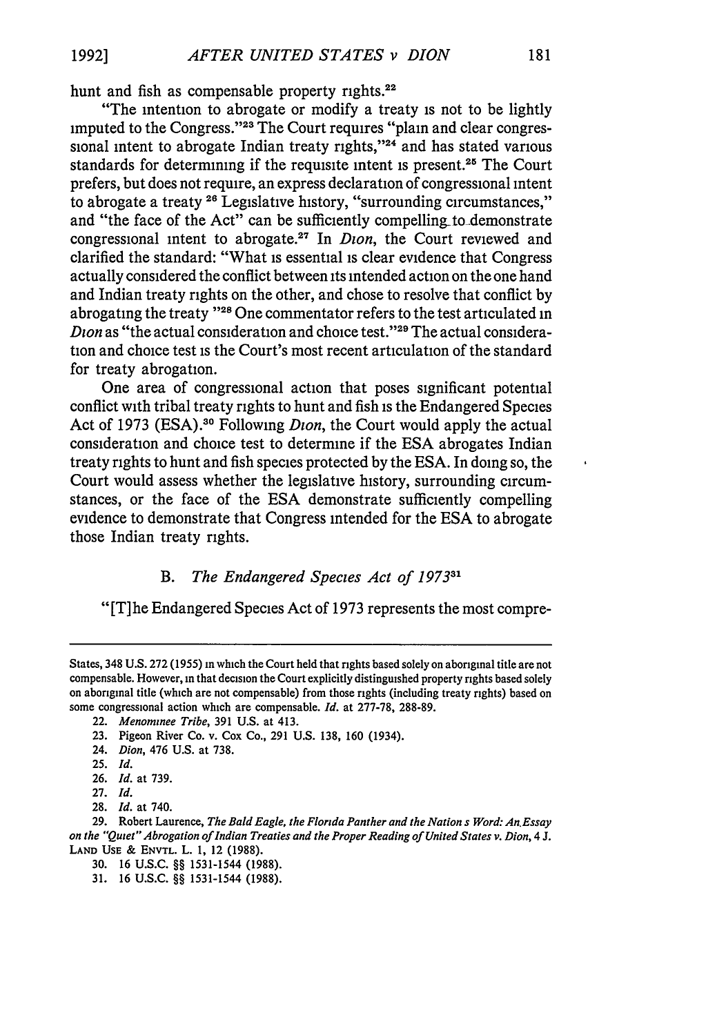hunt and fish as compensable property rights.[22]

"The intention to abrogate or modify a treaty is not to be lightly imputed to the Congress."[23] The Court requires "plain and clear congressional intent to abrogate Indian treaty rights,"[24] and has stated various standards for determining if the requisite intent is present.[25] The Court prefers, but does not require, an express declaration of congressional intent to abrogate a treaty [26] Legislative history, "surrounding circumstances," and "the face of the Act" can be sufficiently compelling to demonstrate congressional intent to abrogate.[27] In *Dion*, the Court reviewed and clarified the standard: "What is essential is clear evidence that Congress actually considered the conflict between its intended action on the one hand and Indian treaty rights on the other, and chose to resolve that conflict by abrogating the treaty "[28] One commentator refers to the test articulated in *Dion* as "the actual consideration and choice test."[29] The actual consideration and choice test is the Court's most recent articulation of the standard for treaty abrogation.

One area of congressional action that poses significant potential conflict with tribal treaty rights to hunt and fish is the Endangered Species Act of 1973 (ESA).[30] Following *Dion*, the Court would apply the actual consideration and choice test to determine if the ESA abrogates Indian treaty rights to hunt and fish species protected by the ESA. In doing so, the Court would assess whether the legislative history, surrounding circumstances, or the face of the ESA demonstrate sufficiently compelling evidence to demonstrate that Congress intended for the ESA to abrogate those Indian treaty rights.

### B. *The Endangered Species Act of 1973*[31]

"[T]he Endangered Species Act of 1973 represents the most compre-

---

States, 348 U.S. 272 (1955) in which the Court held that rights based solely on aboriginal title are not compensable. However, in that decision the Court explicitly distinguished property rights based solely on aboriginal title (which are not compensable) from those rights (including treaty rights) based on some congressional action which are compensable. *Id.* at 277-78, 288-89.

22. *Menominee Tribe*, 391 U.S. at 413.

23. Pigeon River Co. v. Cox Co., 291 U.S. 138, 160 (1934).

24. *Dion*, 476 U.S. at 738.

25. *Id.*

26. *Id.* at 739.

27. *Id.*

28. *Id.* at 740.

29. Robert Laurence, *The Bald Eagle, the Florida Panther and the Nation s Word: An Essay on the "Quiet" Abrogation of Indian Treaties and the Proper Reading of United States v. Dion*, 4 J. LAND USE & ENVTL. L. 1, 12 (1988).

30. 16 U.S.C. §§ 1531-1544 (1988).

31. 16 U.S.C. §§ 1531-1544 (1988).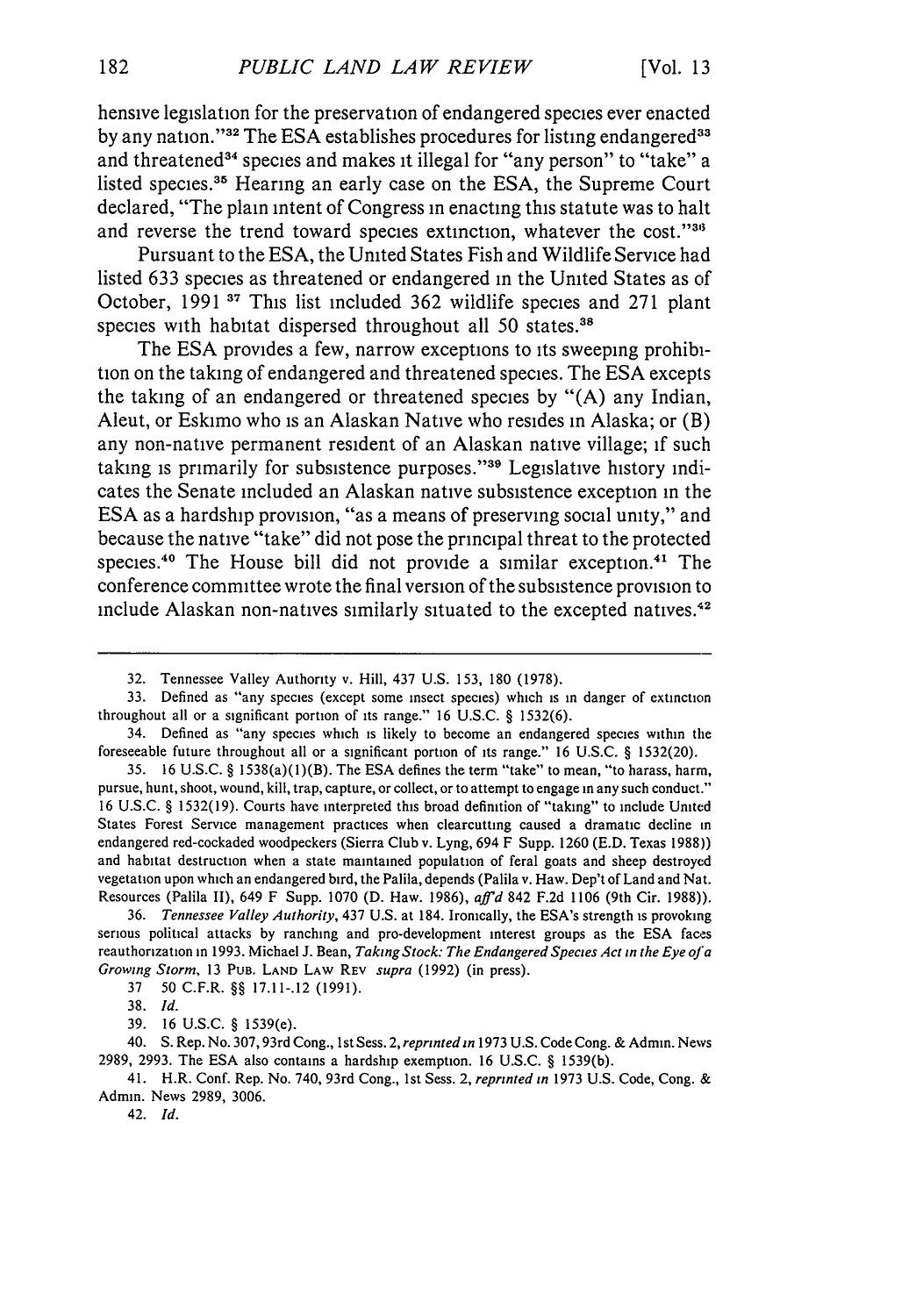hensive legislation for the preservation of endangered species ever enacted by any nation."[32] The ESA establishes procedures for listing endangered[33] and threatened[34] species and makes it illegal for "any person" to "take" a listed species.[35] Hearing an early case on the ESA, the Supreme Court declared, "The plain intent of Congress in enacting this statute was to halt and reverse the trend toward species extinction, whatever the cost."[36]

Pursuant to the ESA, the United States Fish and Wildlife Service had listed 633 species as threatened or endangered in the United States as of October, 1991.[37] This list included 362 wildlife species and 271 plant species with habitat dispersed throughout all 50 states.[38]

The ESA provides a few, narrow exceptions to its sweeping prohibition on the taking of endangered and threatened species. The ESA excepts the taking of an endangered or threatened species by "(A) any Indian, Aleut, or Eskimo who is an Alaskan Native who resides in Alaska; or (B) any non-native permanent resident of an Alaskan native village; if such taking is primarily for subsistence purposes."[39] Legislative history indicates the Senate included an Alaskan native subsistence exception in the ESA as a hardship provision, "as a means of preserving social unity," and because the native "take" did not pose the principal threat to the protected species.[40] The House bill did not provide a similar exception.[41] The conference committee wrote the final version of the subsistence provision to include Alaskan non-natives similarly situated to the excepted natives.[42]

---

32. Tennessee Valley Authority v. Hill, 437 U.S. 153, 180 (1978).

33. Defined as "any species (except some insect species) which is in danger of extinction throughout all or a significant portion of its range." 16 U.S.C. § 1532(6).

34. Defined as "any species which is likely to become an endangered species within the foreseeable future throughout all or a significant portion of its range." 16 U.S.C. § 1532(20).

35. 16 U.S.C. § 1538(a)(1)(B). The ESA defines the term "take" to mean, "to harass, harm, pursue, hunt, shoot, wound, kill, trap, capture, or collect, or to attempt to engage in any such conduct." 16 U.S.C. § 1532(19). Courts have interpreted this broad definition of "taking" to include United States Forest Service management practices when clearcutting caused a dramatic decline in endangered red-cockaded woodpeckers (Sierra Club v. Lyng, 694 F Supp. 1260 (E.D. Texas 1988)) and habitat destruction when a state maintained population of feral goats and sheep destroyed vegetation upon which an endangered bird, the Palila, depends (Palila v. Haw. Dep't of Land and Nat. Resources (Palila II), 649 F Supp. 1070 (D. Haw. 1986), *aff'd* 842 F.2d 1106 (9th Cir. 1988)).

36. *Tennessee Valley Authority*, 437 U.S. at 184. Ironically, the ESA's strength is provoking serious political attacks by ranching and pro-development interest groups as the ESA faces reauthorization in 1993. Michael J. Bean, *Taking Stock: The Endangered Species Act in the Eye of a Growing Storm*, 13 PUB. LAND LAW REV *supra* (1992) (in press).

37. 50 C.F.R. §§ 17.11-.12 (1991).

38. *Id.*

39. 16 U.S.C. § 1539(e).

40. S. Rep. No. 307, 93rd Cong., 1st Sess. 2, *reprinted in* 1973 U.S. Code Cong. & Admin. News 2989, 2993. The ESA also contains a hardship exemption. 16 U.S.C. § 1539(b).

41. H.R. Conf. Rep. No. 740, 93rd Cong., 1st Sess. 2, *reprinted in* 1973 U.S. Code, Cong. & Admin. News 2989, 3006.

42. *Id.*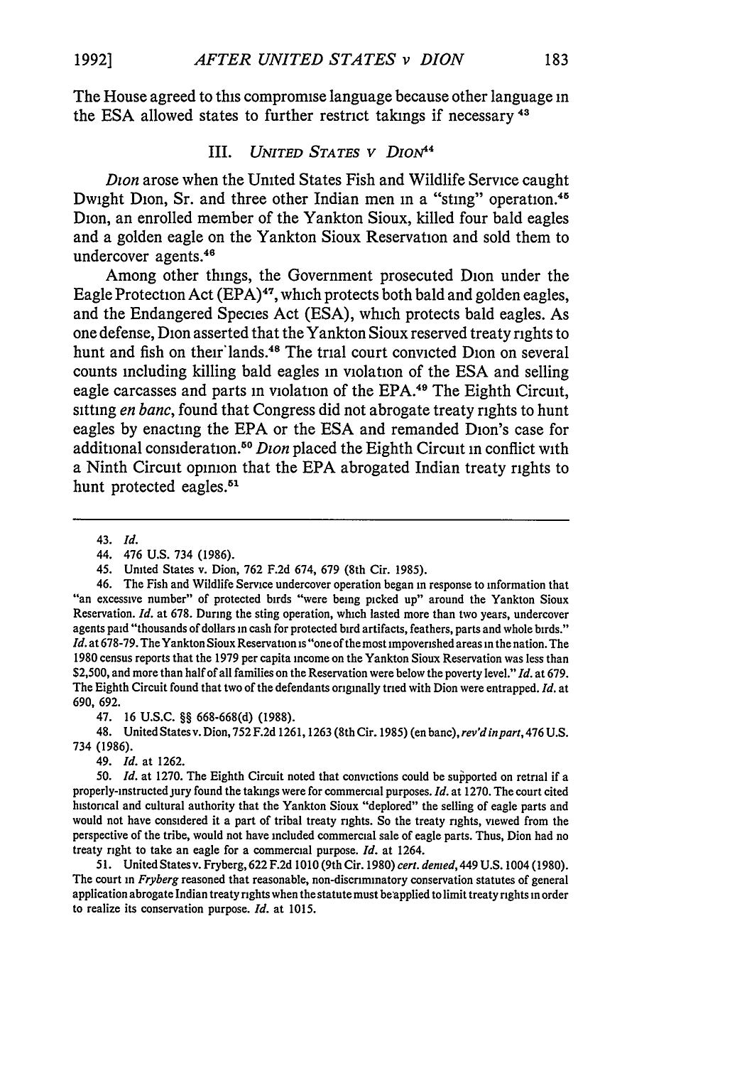The House agreed to this compromise language because other language in the ESA allowed states to further restrict takings if necessary [43]

### III. *United States v Dion*[44]

*Dion* arose when the United States Fish and Wildlife Service caught Dwight Dion, Sr. and three other Indian men in a "sting" operation.[45] Dion, an enrolled member of the Yankton Sioux, killed four bald eagles and a golden eagle on the Yankton Sioux Reservation and sold them to undercover agents.[46]

Among other things, the Government prosecuted Dion under the Eagle Protection Act (EPA)[47], which protects both bald and golden eagles, and the Endangered Species Act (ESA), which protects bald eagles. As one defense, Dion asserted that the Yankton Sioux reserved treaty rights to hunt and fish on their lands.[48] The trial court convicted Dion on several counts including killing bald eagles in violation of the ESA and selling eagle carcasses and parts in violation of the EPA.[49] The Eighth Circuit, sitting *en banc*, found that Congress did not abrogate treaty rights to hunt eagles by enacting the EPA or the ESA and remanded Dion's case for additional consideration.[50] *Dion* placed the Eighth Circuit in conflict with a Ninth Circuit opinion that the EPA abrogated Indian treaty rights to hunt protected eagles.[51]

---

43. *Id.*

44. 476 U.S. 734 (1986).

45. United States v. Dion, 762 F.2d 674, 679 (8th Cir. 1985).

46. The Fish and Wildlife Service undercover operation began in response to information that "an excessive number" of protected birds "were being picked up" around the Yankton Sioux Reservation. *Id.* at 678. During the sting operation, which lasted more than two years, undercover agents paid "thousands of dollars in cash for protected bird artifacts, feathers, parts and whole birds." *Id.* at 678-79. The Yankton Sioux Reservation is "one of the most impoverished areas in the nation. The 1980 census reports that the 1979 per capita income on the Yankton Sioux Reservation was less than $2,500, and more than half of all families on the Reservation were below the poverty level." *Id.* at 679. The Eighth Circuit found that two of the defendants originally tried with Dion were entrapped. *Id.* at 690, 692.

47. 16 U.S.C. §§ 668-668(d) (1988).

48. United States v. Dion, 752 F.2d 1261, 1263 (8th Cir. 1985) (en banc), *rev'd in part*, 476 U.S. 734 (1986).

49. *Id.* at 1262.

50. *Id.* at 1270. The Eighth Circuit noted that convictions could be supported on retrial if a properly-instructed jury found the takings were for commercial purposes. *Id.* at 1270. The court cited historical and cultural authority that the Yankton Sioux "deplored" the selling of eagle parts and would not have considered it a part of tribal treaty rights. So the treaty rights, viewed from the perspective of the tribe, would not have included commercial sale of eagle parts. Thus, Dion had no treaty right to take an eagle for a commercial purpose. *Id.* at 1264.

51. United States v. Fryberg, 622 F.2d 1010 (9th Cir. 1980) *cert. denied*, 449 U.S. 1004 (1980). The court in *Fryberg* reasoned that reasonable, non-discriminatory conservation statutes of general application abrogate Indian treaty rights when the statute must be applied to limit treaty rights in order to realize its conservation purpose. *Id.* at 1015.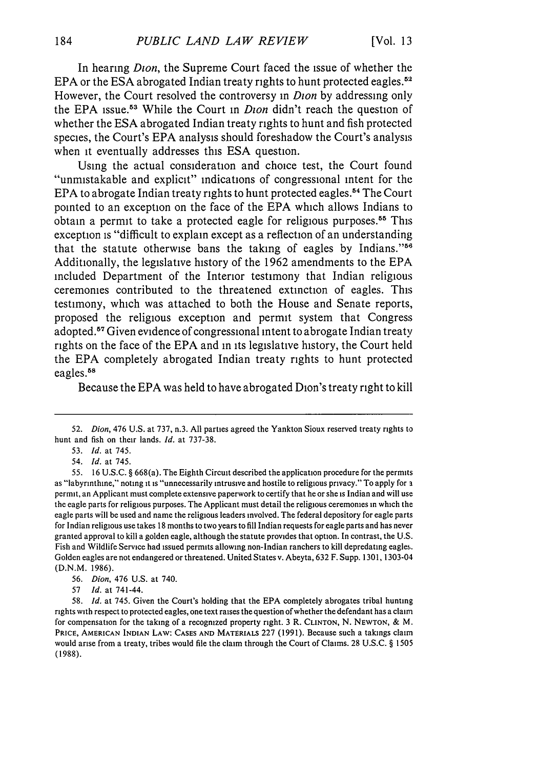In hearing *Dion*, the Supreme Court faced the issue of whether the EPA or the ESA abrogated Indian treaty rights to hunt protected eagles.[52] However, the Court resolved the controversy in *Dion* by addressing only the EPA issue.[53] While the Court in *Dion* didn't reach the question of whether the ESA abrogated Indian treaty rights to hunt and fish protected species, the Court's EPA analysis should foreshadow the Court's analysis when it eventually addresses this ESA question.

Using the actual consideration and choice test, the Court found "unmistakable and explicit" indications of congressional intent for the EPA to abrogate Indian treaty rights to hunt protected eagles.[54] The Court pointed to an exception on the face of the EPA which allows Indians to obtain a permit to take a protected eagle for religious purposes.[55] This exception is "difficult to explain except as a reflection of an understanding that the statute otherwise bans the taking of eagles by Indians."[56] Additionally, the legislative history of the 1962 amendments to the EPA included Department of the Interior testimony that Indian religious ceremonies contributed to the threatened extinction of eagles. This testimony, which was attached to both the House and Senate reports, proposed the religious exception and permit system that Congress adopted.[57] Given evidence of congressional intent to abrogate Indian treaty rights on the face of the EPA and in its legislative history, the Court held the EPA completely abrogated Indian treaty rights to hunt protected eagles.[58]

Because the EPA was held to have abrogated Dion's treaty right to kill

---

52. *Dion*, 476 U.S. at 737, n.3. All parties agreed the Yankton Sioux reserved treaty rights to hunt and fish on their lands. *Id.* at 737-38.

53. *Id.* at 745.

54. *Id.* at 745.

55. 16 U.S.C. § 668(a). The Eighth Circuit described the application procedure for the permits as "labyrinthine," noting it is "unnecessarily intrusive and hostile to religious privacy." To apply for a permit, an Applicant must complete extensive paperwork to certify that he or she is Indian and will use the eagle parts for religious purposes. The Applicant must detail the religious ceremonies in which the eagle parts will be used and name the religious leaders involved. The federal depository for eagle parts for Indian religious use takes 18 months to two years to fill Indian requests for eagle parts and has never granted approval to kill a golden eagle, although the statute provides that option. In contrast, the U.S. Fish and Wildlife Service had issued permits allowing non-Indian ranchers to kill depredating eagles. Golden eagles are not endangered or threatened. United States v. Abeyta, 632 F. Supp. 1301, 1303-04 (D.N.M. 1986).

56. *Dion*, 476 U.S. at 740.

57. *Id.* at 741-44.

58. *Id.* at 745. Given the Court's holding that the EPA completely abrogates tribal hunting rights with respect to protected eagles, one text raises the question of whether the defendant has a claim for compensation for the taking of a recognized property right. 3 R. CLINTON, N. NEWTON, & M. PRICE, AMERICAN INDIAN LAW: CASES AND MATERIALS 227 (1991). Because such a takings claim would arise from a treaty, tribes would file the claim through the Court of Claims. 28 U.S.C. § 1505 (1988).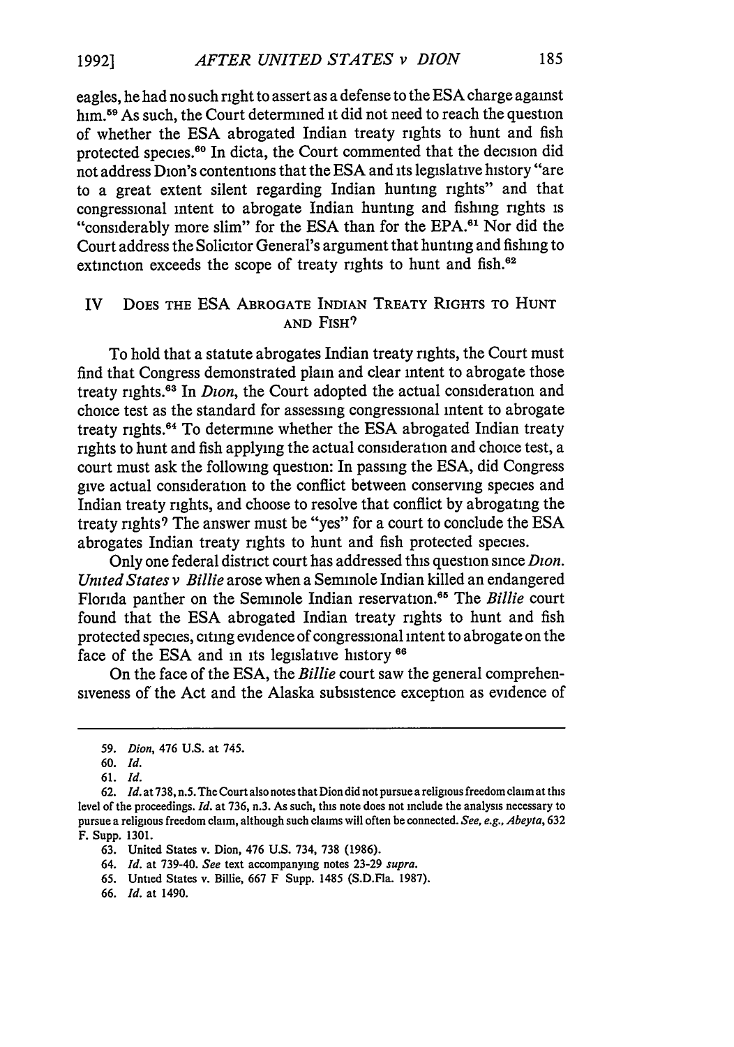eagles, he had no such right to assert as a defense to the ESA charge against him.[59] As such, the Court determined it did not need to reach the question of whether the ESA abrogated Indian treaty rights to hunt and fish protected species.[60] In dicta, the Court commented that the decision did not address Dion's contentions that the ESA and its legislative history "are to a great extent silent regarding Indian hunting rights" and that congressional intent to abrogate Indian hunting and fishing rights is "considerably more slim" for the ESA than for the EPA.[61] Nor did the Court address the Solicitor General's argument that hunting and fishing to extinction exceeds the scope of treaty rights to hunt and fish.[62]

## IV DOES THE ESA ABROGATE INDIAN TREATY RIGHTS TO HUNT AND FISH?

To hold that a statute abrogates Indian treaty rights, the Court must find that Congress demonstrated plain and clear intent to abrogate those treaty rights.[63] In *Dion*, the Court adopted the actual consideration and choice test as the standard for assessing congressional intent to abrogate treaty rights.[64] To determine whether the ESA abrogated Indian treaty rights to hunt and fish applying the actual consideration and choice test, a court must ask the following question: In passing the ESA, did Congress give actual consideration to the conflict between conserving species and Indian treaty rights, and choose to resolve that conflict by abrogating the treaty rights? The answer must be "yes" for a court to conclude the ESA abrogates Indian treaty rights to hunt and fish protected species.

Only one federal district court has addressed this question since *Dion*. *United States v Billie* arose when a Seminole Indian killed an endangered Florida panther on the Seminole Indian reservation.[65] The *Billie* court found that the ESA abrogated Indian treaty rights to hunt and fish protected species, citing evidence of congressional intent to abrogate on the face of the ESA and in its legislative history [66]

On the face of the ESA, the *Billie* court saw the general comprehensiveness of the Act and the Alaska subsistence exception as evidence of

---

59. *Dion*, 476 U.S. at 745.

60. *Id.*

61. *Id.*

62. *Id.* at 738, n.5. The Court also notes that Dion did not pursue a religious freedom claim at this level of the proceedings. *Id.* at 736, n.3. As such, this note does not include the analysis necessary to pursue a religious freedom claim, although such claims will often be connected. *See, e.g., Abeyta*, 632 F. Supp. 1301.

63. United States v. Dion, 476 U.S. 734, 738 (1986).

64. *Id.* at 739-40. *See* text accompanying notes 23-29 *supra*.

65. Untied States v. Billie, 667 F Supp. 1485 (S.D.Fla. 1987).

66. *Id.* at 1490.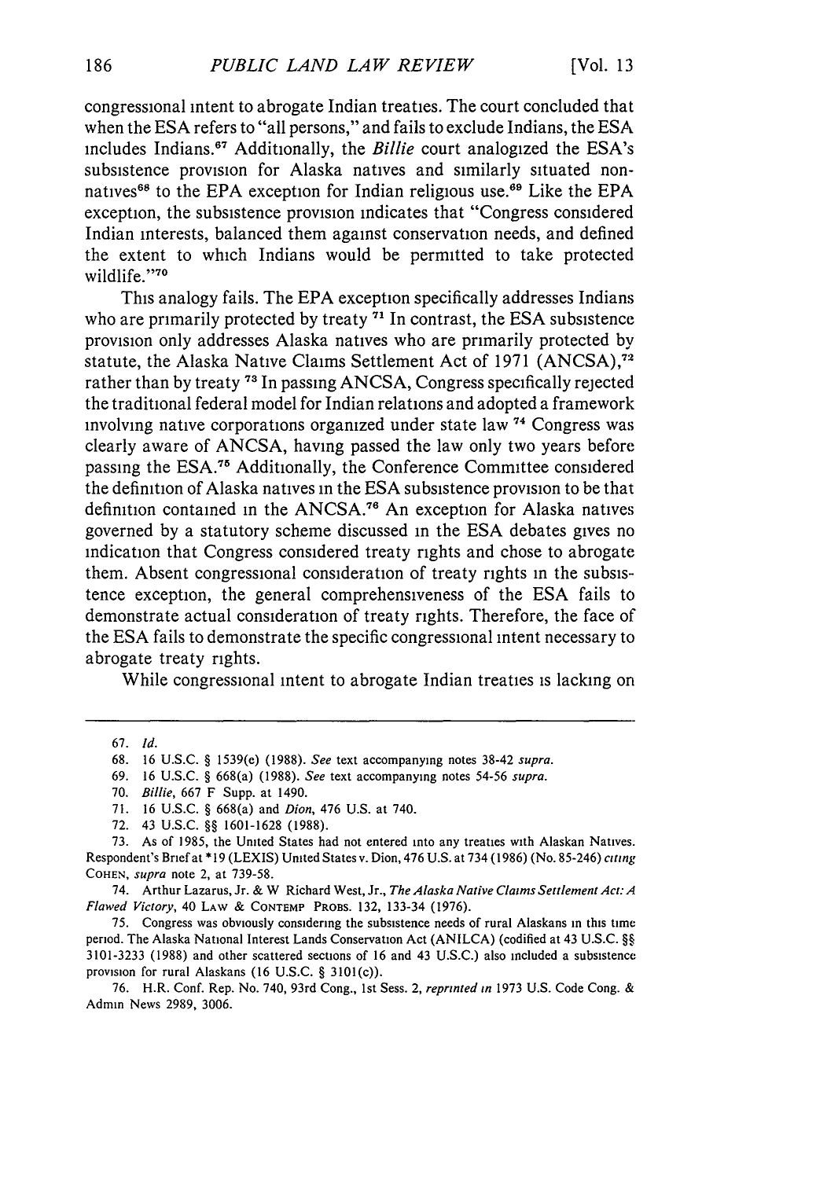congressional intent to abrogate Indian treaties. The court concluded that when the ESA refers to "all persons," and fails to exclude Indians, the ESA includes Indians.[67] Additionally, the *Billie* court analogized the ESA's subsistence provision for Alaska natives and similarly situated non-natives[68] to the EPA exception for Indian religious use.[69] Like the EPA exception, the subsistence provision indicates that "Congress considered Indian interests, balanced them against conservation needs, and defined the extent to which Indians would be permitted to take protected wildlife."[70]

This analogy fails. The EPA exception specifically addresses Indians who are primarily protected by treaty.[71] In contrast, the ESA subsistence provision only addresses Alaska natives who are primarily protected by statute, the Alaska Native Claims Settlement Act of 1971 (ANCSA),[72] rather than by treaty.[73] In passing ANCSA, Congress specifically rejected the traditional federal model for Indian relations and adopted a framework involving native corporations organized under state law.[74] Congress was clearly aware of ANCSA, having passed the law only two years before passing the ESA.[75] Additionally, the Conference Committee considered the definition of Alaska natives in the ESA subsistence provision to be that definition contained in the ANCSA.[76] An exception for Alaska natives governed by a statutory scheme discussed in the ESA debates gives no indication that Congress considered treaty rights and chose to abrogate them. Absent congressional consideration of treaty rights in the subsistence exception, the general comprehensiveness of the ESA fails to demonstrate actual consideration of treaty rights. Therefore, the face of the ESA fails to demonstrate the specific congressional intent necessary to abrogate treaty rights.

While congressional intent to abrogate Indian treaties is lacking on

---

67. *Id.*

68. 16 U.S.C. § 1539(e) (1988). *See* text accompanying notes 38-42 *supra*.

69. 16 U.S.C. § 668(a) (1988). *See* text accompanying notes 54-56 *supra*.

70. *Billie*, 667 F Supp. at 1490.

71. 16 U.S.C. § 668(a) and *Dion*, 476 U.S. at 740.

72. 43 U.S.C. §§ 1601-1628 (1988).

73. As of 1985, the United States had not entered into any treaties with Alaskan Natives. Respondent's Brief at *19 (LEXIS) United States v. Dion, 476 U.S. at 734 (1986) (No. 85-246) *citing* COHEN, *supra* note 2, at 739-58.

74. Arthur Lazarus, Jr. & W Richard West, Jr., *The Alaska Native Claims Settlement Act: A Flawed Victory*, 40 LAW & CONTEMP PROBS. 132, 133-34 (1976).

75. Congress was obviously considering the subsistence needs of rural Alaskans in this time period. The Alaska National Interest Lands Conservation Act (ANILCA) (codified at 43 U.S.C. §§ 3101-3233 (1988) and other scattered sections of 16 and 43 U.S.C.) also included a subsistence provision for rural Alaskans (16 U.S.C. § 3101(c)).

76. H.R. Conf. Rep. No. 740, 93rd Cong., 1st Sess. 2, *reprinted in* 1973 U.S. Code Cong. & Admin News 2989, 3006.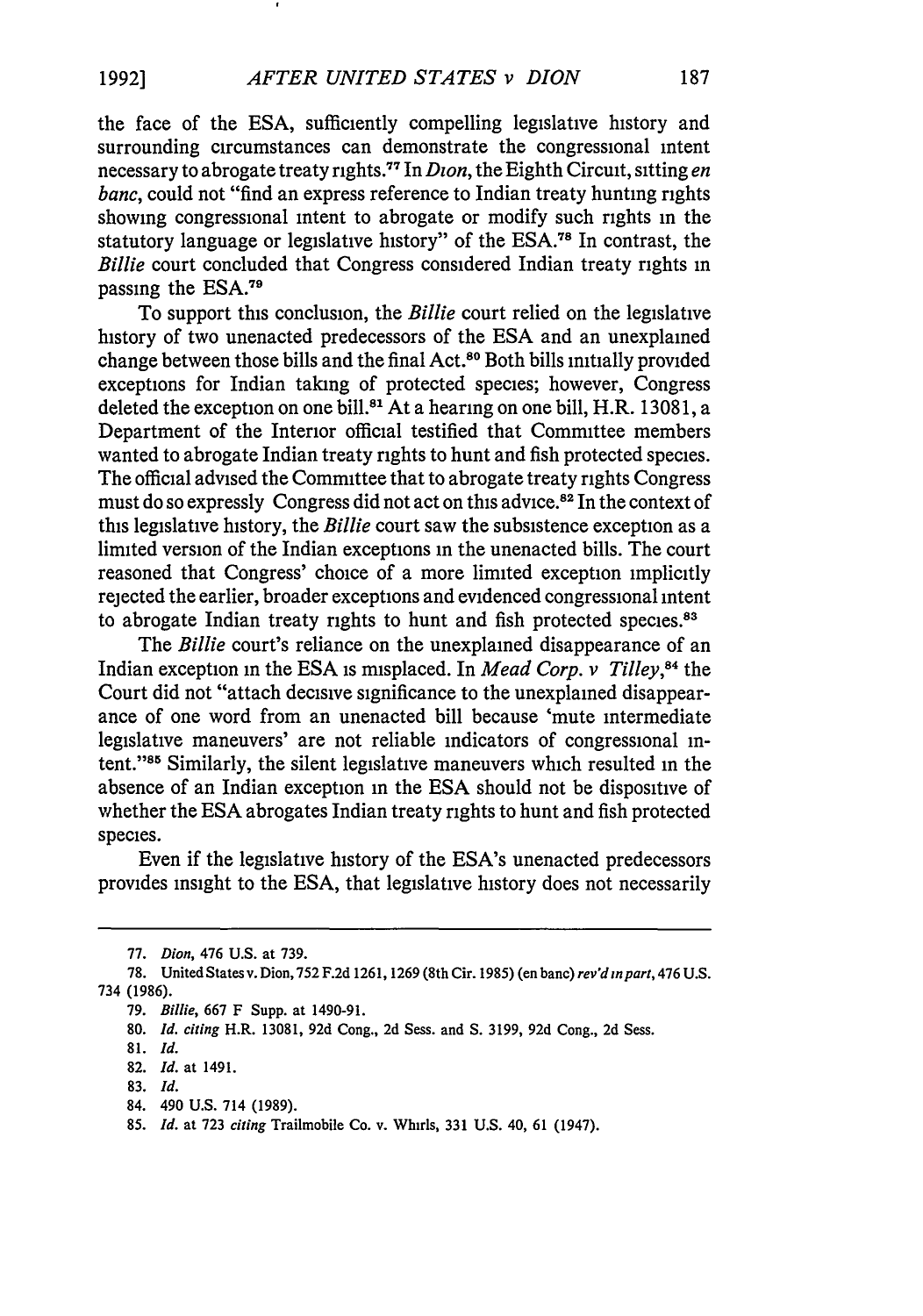the face of the ESA, sufficiently compelling legislative history and surrounding circumstances can demonstrate the congressional intent necessary to abrogate treaty rights.[77] In *Dion*, the Eighth Circuit, sitting *en banc*, could not "find an express reference to Indian treaty hunting rights showing congressional intent to abrogate or modify such rights in the statutory language or legislative history" of the ESA.[78] In contrast, the *Billie* court concluded that Congress considered Indian treaty rights in passing the ESA.[79]

To support this conclusion, the *Billie* court relied on the legislative history of two unenacted predecessors of the ESA and an unexplained change between those bills and the final Act.[80] Both bills initially provided exceptions for Indian taking of protected species; however, Congress deleted the exception on one bill.[81] At a hearing on one bill, H.R. 13081, a Department of the Interior official testified that Committee members wanted to abrogate Indian treaty rights to hunt and fish protected species. The official advised the Committee that to abrogate treaty rights Congress must do so expressly. Congress did not act on this advice.[82] In the context of this legislative history, the *Billie* court saw the subsistence exception as a limited version of the Indian exceptions in the unenacted bills. The court reasoned that Congress' choice of a more limited exception implicitly rejected the earlier, broader exceptions and evidenced congressional intent to abrogate Indian treaty rights to hunt and fish protected species.[83]

The *Billie* court's reliance on the unexplained disappearance of an Indian exception in the ESA is misplaced. In *Mead Corp. v. Tilley*,[84] the Court did not "attach decisive significance to the unexplained disappearance of one word from an unenacted bill because 'mute intermediate legislative maneuvers' are not reliable indicators of congressional intent."[85] Similarly, the silent legislative maneuvers which resulted in the absence of an Indian exception in the ESA should not be dispositive of whether the ESA abrogates Indian treaty rights to hunt and fish protected species.

Even if the legislative history of the ESA's unenacted predecessors provides insight to the ESA, that legislative history does not necessarily

---

77. *Dion*, 476 U.S. at 739.

78. United States v. Dion, 752 F.2d 1261, 1269 (8th Cir. 1985) (en banc) *rev'd in part*, 476 U.S. 734 (1986).

79. *Billie*, 667 F. Supp. at 1490-91.

80. *Id. citing* H.R. 13081, 92d Cong., 2d Sess. and S. 3199, 92d Cong., 2d Sess.

81. *Id.*

82. *Id.* at 1491.

83. *Id.*

84. 490 U.S. 714 (1989).

85. *Id.* at 723 *citing* Trailmobile Co. v. Whirls, 331 U.S. 40, 61 (1947).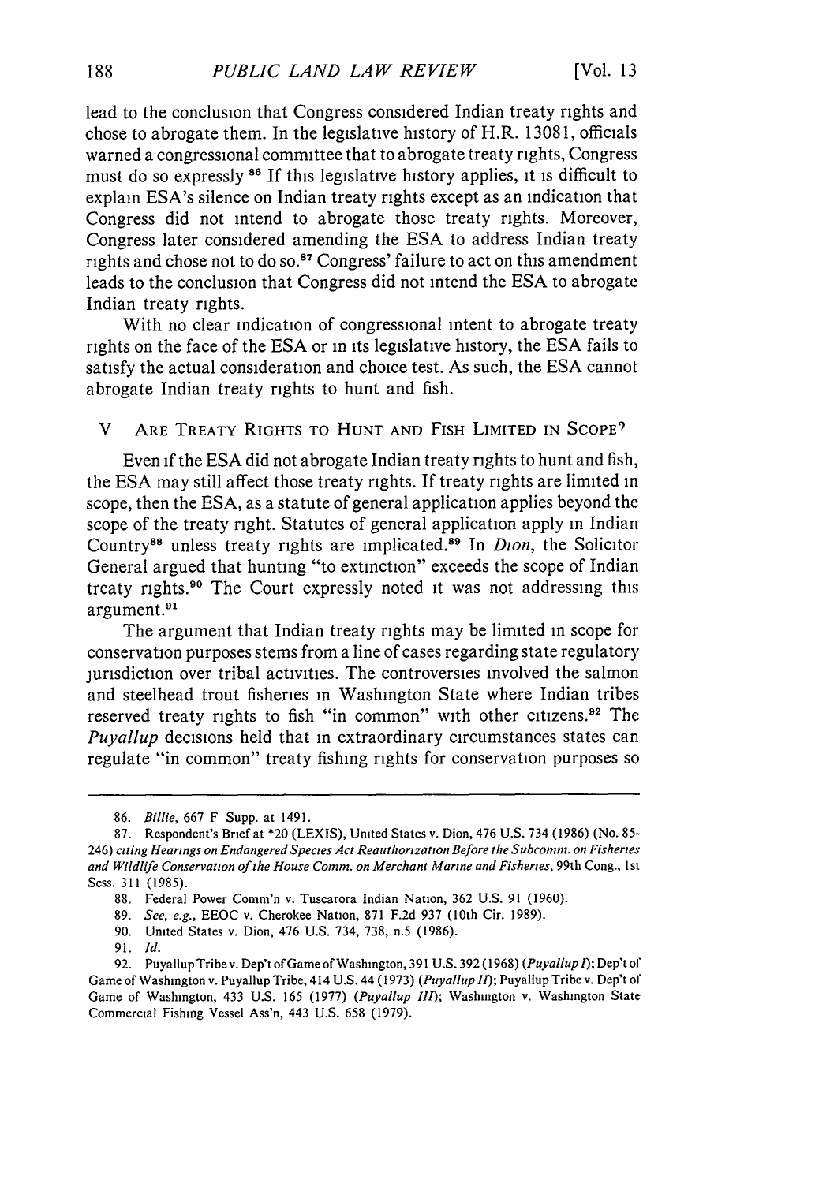lead to the conclusion that Congress considered Indian treaty rights and chose to abrogate them. In the legislative history of H.R. 13081, officials warned a congressional committee that to abrogate treaty rights, Congress must do so expressly.[86] If this legislative history applies, it is difficult to explain ESA's silence on Indian treaty rights except as an indication that Congress did not intend to abrogate those treaty rights. Moreover, Congress later considered amending the ESA to address Indian treaty rights and chose not to do so.[87] Congress' failure to act on this amendment leads to the conclusion that Congress did not intend the ESA to abrogate Indian treaty rights.

With no clear indication of congressional intent to abrogate treaty rights on the face of the ESA or in its legislative history, the ESA fails to satisfy the actual consideration and choice test. As such, the ESA cannot abrogate Indian treaty rights to hunt and fish.

## V. ARE TREATY RIGHTS TO HUNT AND FISH LIMITED IN SCOPE?

Even if the ESA did not abrogate Indian treaty rights to hunt and fish, the ESA may still affect those treaty rights. If treaty rights are limited in scope, then the ESA, as a statute of general application applies beyond the scope of the treaty right. Statutes of general application apply in Indian Country[88] unless treaty rights are implicated.[89] In *Dion*, the Solicitor General argued that hunting "to extinction" exceeds the scope of Indian treaty rights.[90] The Court expressly noted it was not addressing this argument.[91]

The argument that Indian treaty rights may be limited in scope for conservation purposes stems from a line of cases regarding state regulatory jurisdiction over tribal activities. The controversies involved the salmon and steelhead trout fisheries in Washington State where Indian tribes reserved treaty rights to fish "in common" with other citizens.[92] The *Puyallup* decisions held that in extraordinary circumstances states can regulate "in common" treaty fishing rights for conservation purposes so

---

86. *Billie*, 667 F Supp. at 1491.

87. Respondent's Brief at *20 (LEXIS), United States v. Dion, 476 U.S. 734 (1986) (No. 85-246) *citing Hearings on Endangered Species Act Reauthorization Before the Subcomm. on Fisheries and Wildlife Conservation of the House Comm. on Merchant Marine and Fisheries*, 99th Cong., 1st Sess. 311 (1985).

88. Federal Power Comm'n v. Tuscarora Indian Nation, 362 U.S. 91 (1960).

89. *See, e.g.*, EEOC v. Cherokee Nation, 871 F.2d 937 (10th Cir. 1989).

90. United States v. Dion, 476 U.S. 734, 738, n.5 (1986).

91. *Id.*

92. Puyallup Tribe v. Dep't of Game of Washington, 391 U.S. 392 (1968) (*Puyallup I*); Dep't of Game of Washington v. Puyallup Tribe, 414 U.S. 44 (1973) (*Puyallup II*); Puyallup Tribe v. Dep't of Game of Washington, 433 U.S. 165 (1977) (*Puyallup III*); Washington v. Washington State Commercial Fishing Vessel Ass'n, 443 U.S. 658 (1979).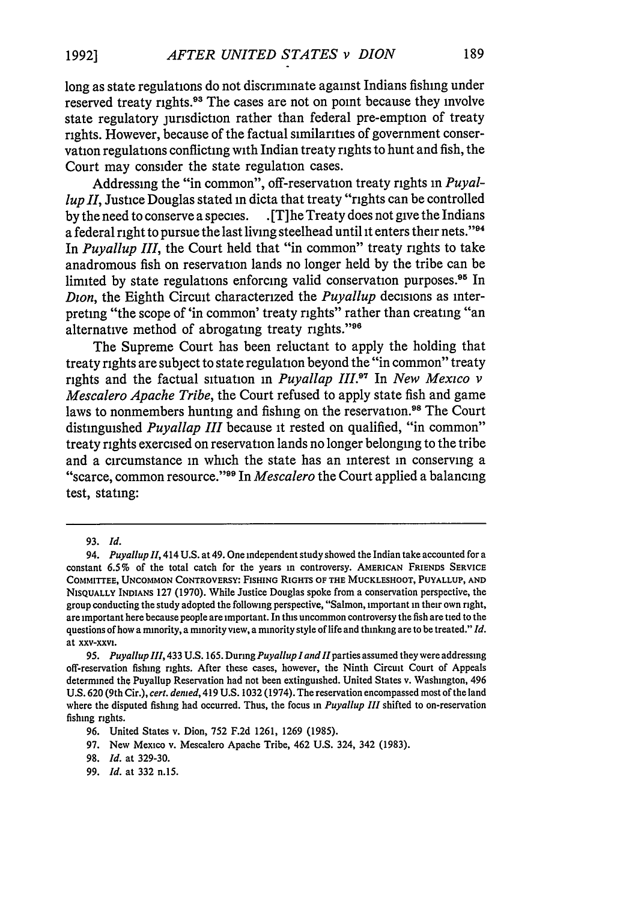long as state regulations do not discriminate against Indians fishing under reserved treaty rights.[93] The cases are not on point because they involve state regulatory jurisdiction rather than federal pre-emption of treaty rights. However, because of the factual similarities of government conservation regulations conflicting with Indian treaty rights to hunt and fish, the Court may consider the state regulation cases.

Addressing the "in common", off-reservation treaty rights in *Puyallup II*, Justice Douglas stated in dicta that treaty "rights can be controlled by the need to conserve a species. . [T]he Treaty does not give the Indians a federal right to pursue the last living steelhead until it enters their nets."[94] In *Puyallup III*, the Court held that "in common" treaty rights to take anadromous fish on reservation lands no longer held by the tribe can be limited by state regulations enforcing valid conservation purposes.[95] In *Dion*, the Eighth Circuit characterized the *Puyallup* decisions as interpreting "the scope of 'in common' treaty rights" rather than creating "an alternative method of abrogating treaty rights."[96]

The Supreme Court has been reluctant to apply the holding that treaty rights are subject to state regulation beyond the "in common" treaty rights and the factual situation in *Puyallap III*.[97] In *New Mexico v Mescalero Apache Tribe*, the Court refused to apply state fish and game laws to nonmembers hunting and fishing on the reservation.[98] The Court distinguished *Puyallap III* because it rested on qualified, "in common" treaty rights exercised on reservation lands no longer belonging to the tribe and a circumstance in which the state has an interest in conserving a "scarce, common resource."[99] In *Mescalero* the Court applied a balancing test, stating:

---

93. *Id.*

94. *Puyallup II*, 414 U.S. at 49. One independent study showed the Indian take accounted for a constant 6.5% of the total catch for the years in controversy. AMERICAN FRIENDS SERVICE COMMITTEE, UNCOMMON CONTROVERSY: FISHING RIGHTS OF THE MUCKLESHOOT, PUYALLUP, AND NISQUALLY INDIANS 127 (1970). While Justice Douglas spoke from a conservation perspective, the group conducting the study adopted the following perspective, "Salmon, important in their own right, are important here because people are important. In this uncommon controversy the fish are tied to the questions of how a minority, a minority view, a minority style of life and thinking are to be treated." *Id.* at xxv-xxvi.

95. *Puyallup III*, 433 U.S. 165. During *Puyallup I and II* parties assumed they were addressing off-reservation fishing rights. After these cases, however, the Ninth Circuit Court of Appeals determined the Puyallup Reservation had not been extinguished. United States v. Washington, 496 U.S. 620 (9th Cir.), *cert. denied*, 419 U.S. 1032 (1974). The reservation encompassed most of the land where the disputed fishing had occurred. Thus, the focus in *Puyallup III* shifted to on-reservation fishing rights.

96. United States v. Dion, 752 F.2d 1261, 1269 (1985).

97. New Mexico v. Mescalero Apache Tribe, 462 U.S. 324, 342 (1983).

98. *Id.* at 329-30.

99. *Id.* at 332 n.15.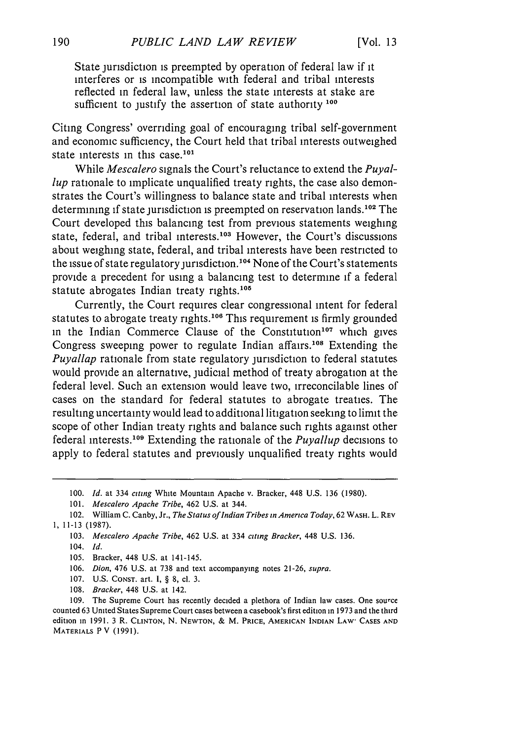> State jurisdiction is preempted by operation of federal law if it interferes or is incompatible with federal and tribal interests reflected in federal law, unless the state interests at stake are sufficient to justify the assertion of state authority [100]

Citing Congress' overriding goal of encouraging tribal self-government and economic sufficiency, the Court held that tribal interests outweighed state interests in this case.[101]

While *Mescalero* signals the Court's reluctance to extend the *Puyallup* rationale to implicate unqualified treaty rights, the case also demonstrates the Court's willingness to balance state and tribal interests when determining if state jurisdiction is preempted on reservation lands.[102] The Court developed this balancing test from previous statements weighing state, federal, and tribal interests.[103] However, the Court's discussions about weighing state, federal, and tribal interests have been restricted to the issue of state regulatory jurisdiction.[104] None of the Court's statements provide a precedent for using a balancing test to determine if a federal statute abrogates Indian treaty rights.[105]

Currently, the Court requires clear congressional intent for federal statutes to abrogate treaty rights.[106] This requirement is firmly grounded in the Indian Commerce Clause of the Constitution[107] which gives Congress sweeping power to regulate Indian affairs.[108] Extending the *Puyallap* rationale from state regulatory jurisdiction to federal statutes would provide an alternative, judicial method of treaty abrogation at the federal level. Such an extension would leave two, irreconcilable lines of cases on the standard for federal statutes to abrogate treaties. The resulting uncertainty would lead to additional litigation seeking to limit the scope of other Indian treaty rights and balance such rights against other federal interests.[109] Extending the rationale of the *Puyallup* decisions to apply to federal statutes and previously unqualified treaty rights would

---

100. *Id.* at 334 *citing* White Mountain Apache v. Bracker, 448 U.S. 136 (1980).

101. *Mescalero Apache Tribe*, 462 U.S. at 344.

102. William C. Canby, Jr., *The Status of Indian Tribes in America Today*, 62 WASH. L. REV 1, 11-13 (1987).

103. *Mescalero Apache Tribe*, 462 U.S. at 334 *citing Bracker*, 448 U.S. 136.

104. *Id.*

105. Bracker, 448 U.S. at 141-145.

106. *Dion*, 476 U.S. at 738 and text accompanying notes 21-26, *supra*.

107. U.S. CONST. art. I, § 8, cl. 3.

108. *Bracker*, 448 U.S. at 142.

109. The Supreme Court has recently decided a plethora of Indian law cases. One source counted 63 United States Supreme Court cases between a casebook's first edition in 1973 and the third edition in 1991. 3 R. CLINTON, N. NEWTON, & M. PRICE, AMERICAN INDIAN LAW: CASES AND MATERIALS P V (1991).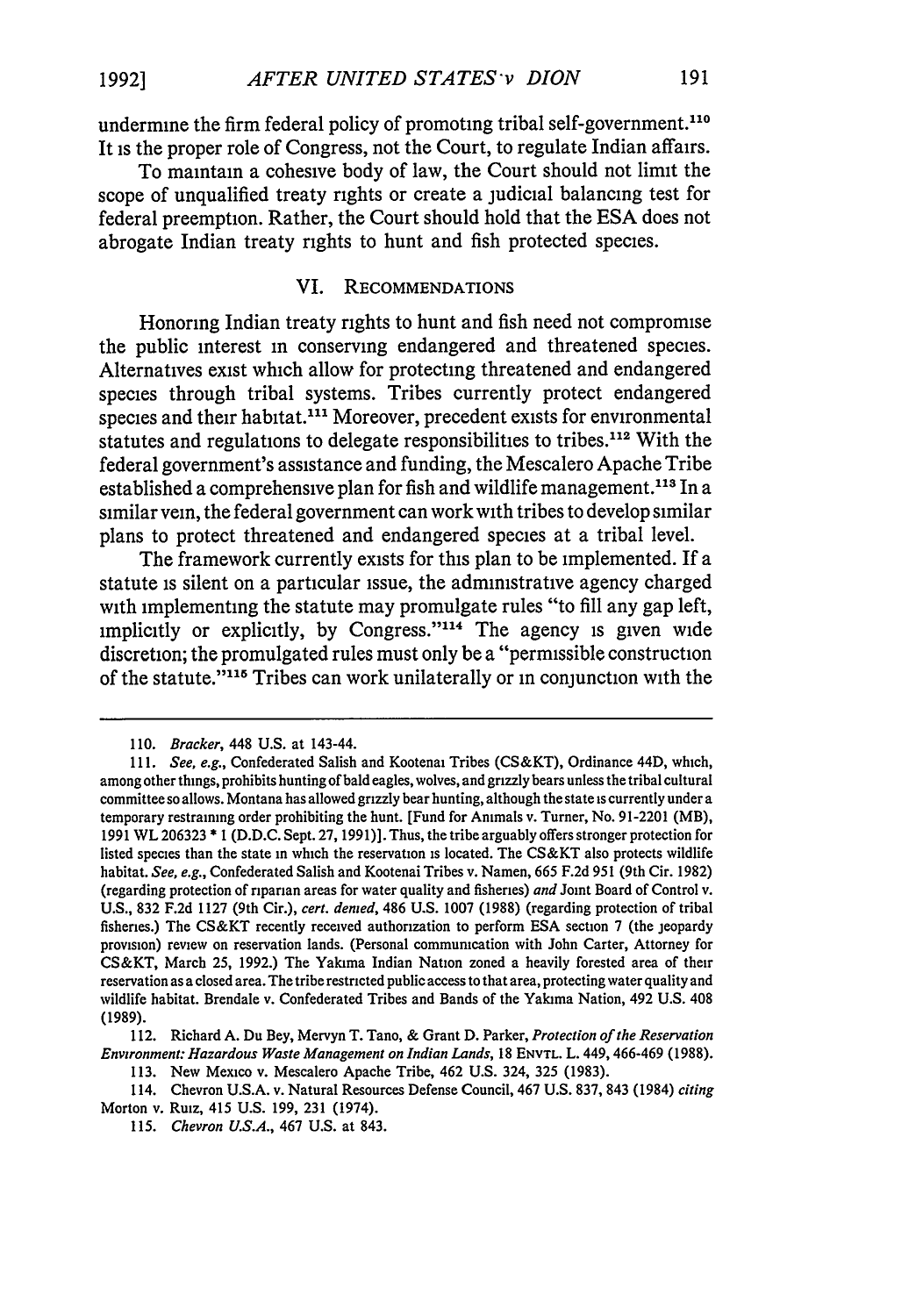undermine the firm federal policy of promoting tribal self-government.[110] It is the proper role of Congress, not the Court, to regulate Indian affairs.

To maintain a cohesive body of law, the Court should not limit the scope of unqualified treaty rights or create a judicial balancing test for federal preemption. Rather, the Court should hold that the ESA does not abrogate Indian treaty rights to hunt and fish protected species.

## VI. RECOMMENDATIONS

Honoring Indian treaty rights to hunt and fish need not compromise the public interest in conserving endangered and threatened species. Alternatives exist which allow for protecting threatened and endangered species through tribal systems. Tribes currently protect endangered species and their habitat.[111] Moreover, precedent exists for environmental statutes and regulations to delegate responsibilities to tribes.[112] With the federal government's assistance and funding, the Mescalero Apache Tribe established a comprehensive plan for fish and wildlife management.[113] In a similar vein, the federal government can work with tribes to develop similar plans to protect threatened and endangered species at a tribal level.

The framework currently exists for this plan to be implemented. If a statute is silent on a particular issue, the administrative agency charged with implementing the statute may promulgate rules "to fill any gap left, implicitly or explicitly, by Congress."[114] The agency is given wide discretion; the promulgated rules must only be a "permissible construction of the statute."[115] Tribes can work unilaterally or in conjunction with the

---

110. *Bracker*, 448 U.S. at 143-44.

111. *See, e.g.*, Confederated Salish and Kootenai Tribes (CS&KT), Ordinance 44D, which, among other things, prohibits hunting of bald eagles, wolves, and grizzly bears unless the tribal cultural committee so allows. Montana has allowed grizzly bear hunting, although the state is currently under a temporary restraining order prohibiting the hunt. [Fund for Animals v. Turner, No. 91-2201 (MB), 1991 WL 206323 * 1 (D.D.C. Sept. 27, 1991)]. Thus, the tribe arguably offers stronger protection for listed species than the state in which the reservation is located. The CS&KT also protects wildlife habitat. *See, e.g.*, Confederated Salish and Kootenai Tribes v. Namen, 665 F.2d 951 (9th Cir. 1982) (regarding protection of riparian areas for water quality and fisheries) *and* Joint Board of Control v. U.S., 832 F.2d 1127 (9th Cir.), *cert. denied*, 486 U.S. 1007 (1988) (regarding protection of tribal fisheries.) The CS&KT recently received authorization to perform ESA section 7 (the jeopardy provision) review on reservation lands. (Personal communication with John Carter, Attorney for CS&KT, March 25, 1992.) The Yakima Indian Nation zoned a heavily forested area of their reservation as a closed area. The tribe restricted public access to that area, protecting water quality and wildlife habitat. Brendale v. Confederated Tribes and Bands of the Yakima Nation, 492 U.S. 408 (1989).

112. Richard A. Du Bey, Mervyn T. Tano, & Grant D. Parker, *Protection of the Reservation Environment: Hazardous Waste Management on Indian Lands*, 18 ENVTL. L. 449, 466-469 (1988).

113. New Mexico v. Mescalero Apache Tribe, 462 U.S. 324, 325 (1983).

114. Chevron U.S.A. v. Natural Resources Defense Council, 467 U.S. 837, 843 (1984) *citing* Morton v. Ruiz, 415 U.S. 199, 231 (1974).

115. *Chevron U.S.A.*, 467 U.S. at 843.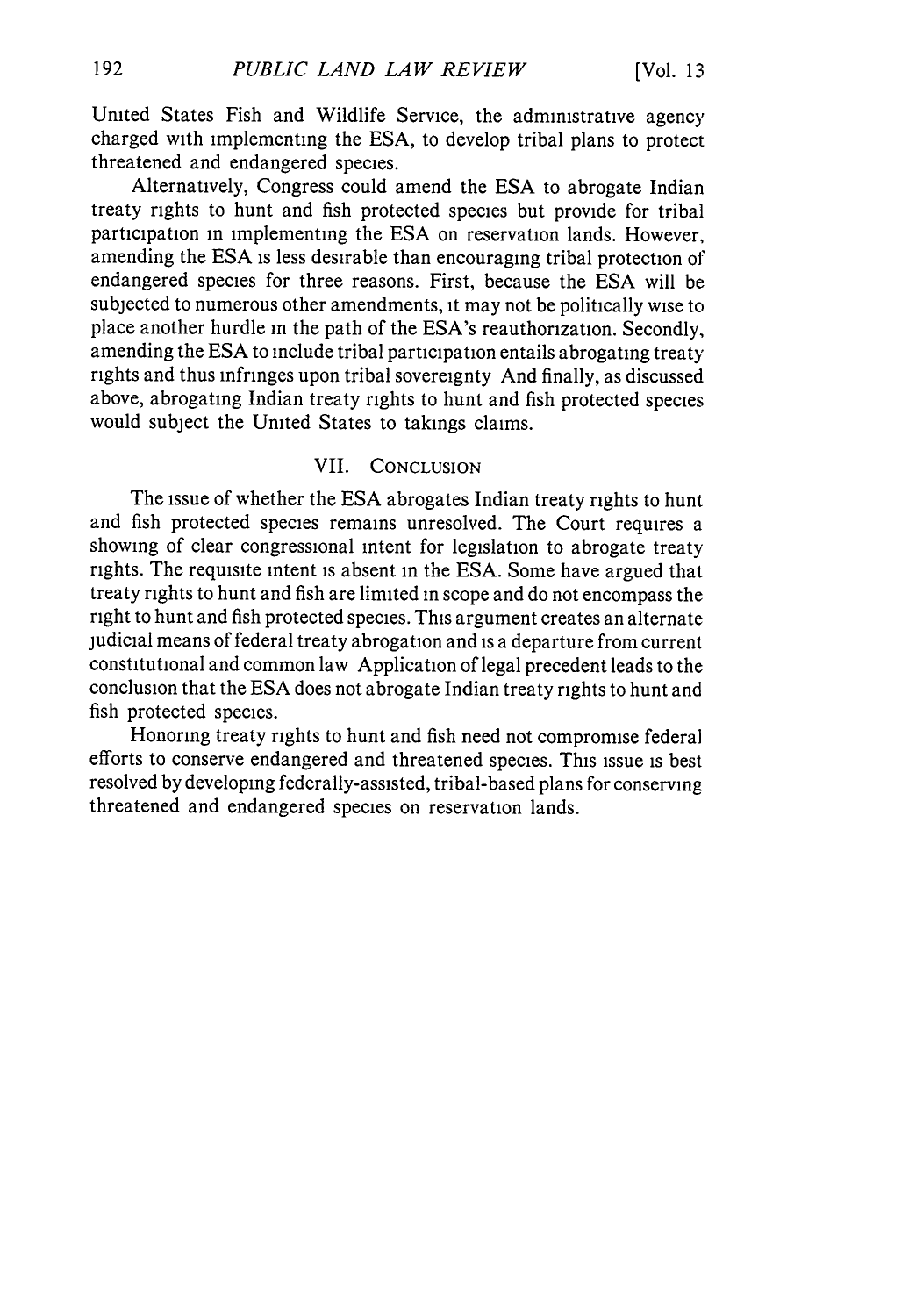United States Fish and Wildlife Service, the administrative agency charged with implementing the ESA, to develop tribal plans to protect threatened and endangered species.

Alternatively, Congress could amend the ESA to abrogate Indian treaty rights to hunt and fish protected species but provide for tribal participation in implementing the ESA on reservation lands. However, amending the ESA is less desirable than encouraging tribal protection of endangered species for three reasons. First, because the ESA will be subjected to numerous other amendments, it may not be politically wise to place another hurdle in the path of the ESA's reauthorization. Secondly, amending the ESA to include tribal participation entails abrogating treaty rights and thus infringes upon tribal sovereignty And finally, as discussed above, abrogating Indian treaty rights to hunt and fish protected species would subject the United States to takings claims.

## VII. Conclusion

The issue of whether the ESA abrogates Indian treaty rights to hunt and fish protected species remains unresolved. The Court requires a showing of clear congressional intent for legislation to abrogate treaty rights. The requisite intent is absent in the ESA. Some have argued that treaty rights to hunt and fish are limited in scope and do not encompass the right to hunt and fish protected species. This argument creates an alternate judicial means of federal treaty abrogation and is a departure from current constitutional and common law Application of legal precedent leads to the conclusion that the ESA does not abrogate Indian treaty rights to hunt and fish protected species.

Honoring treaty rights to hunt and fish need not compromise federal efforts to conserve endangered and threatened species. This issue is best resolved by developing federally-assisted, tribal-based plans for conserving threatened and endangered species on reservation lands.